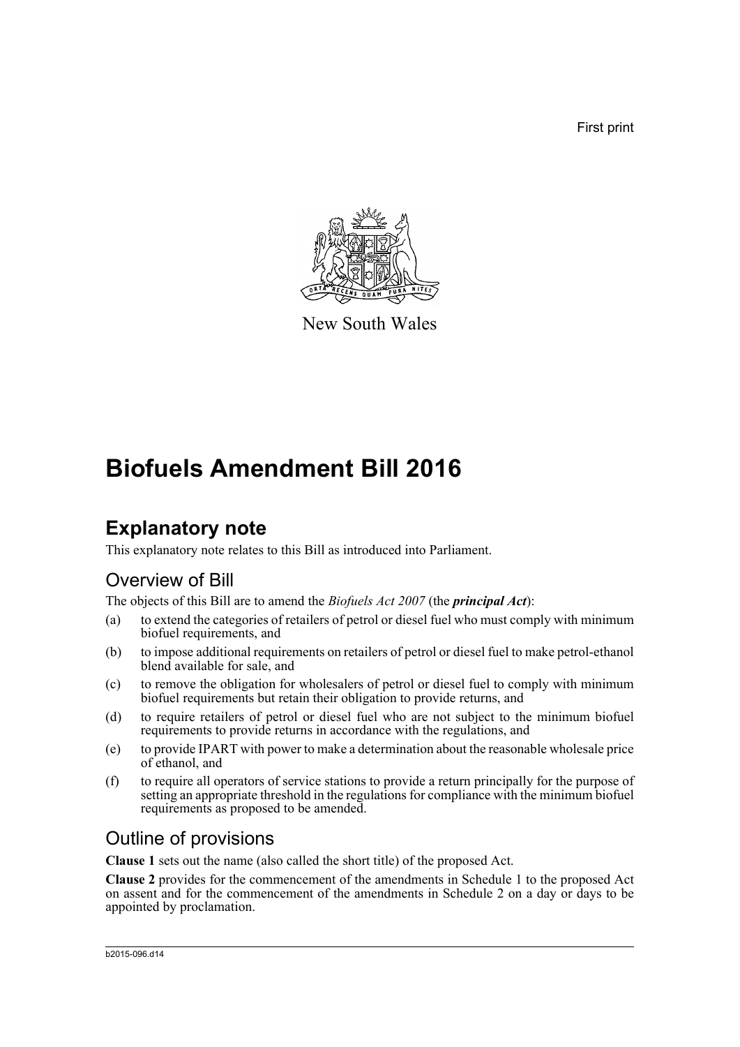First print

New South Wales

# Biofuels Amendment Bill 2016

## Explanatory note

This explanatory note relates to this Bill as introduced into Parliament.

### Overview of Bill

The objects of this Bill are to amend the *Biofuels Act 2007* (the ***principal Act***):

(a) to extend the categories of retailers of petrol or diesel fuel who must comply with minimum biofuel requirements, and

(b) to impose additional requirements on retailers of petrol or diesel fuel to make petrol-ethanol blend available for sale, and

(c) to remove the obligation for wholesalers of petrol or diesel fuel to comply with minimum biofuel requirements but retain their obligation to provide returns, and

(d) to require retailers of petrol or diesel fuel who are not subject to the minimum biofuel requirements to provide returns in accordance with the regulations, and

(e) to provide IPART with power to make a determination about the reasonable wholesale price of ethanol, and

(f) to require all operators of service stations to provide a return principally for the purpose of setting an appropriate threshold in the regulations for compliance with the minimum biofuel requirements as proposed to be amended.

### Outline of provisions

**Clause 1** sets out the name (also called the short title) of the proposed Act.

**Clause 2** provides for the commencement of the amendments in Schedule 1 to the proposed Act on assent and for the commencement of the amendments in Schedule 2 on a day or days to be appointed by proclamation.

b2015-096.d14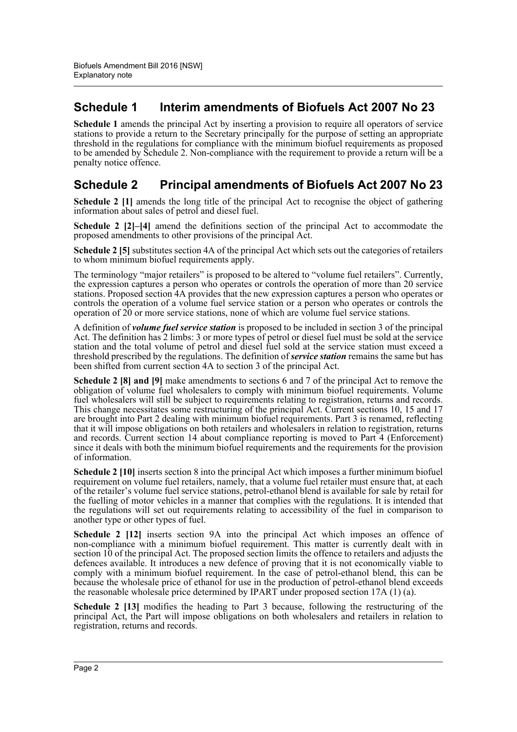## Schedule 1 Interim amendments of Biofuels Act 2007 No 23

**Schedule 1** amends the principal Act by inserting a provision to require all operators of service stations to provide a return to the Secretary principally for the purpose of setting an appropriate threshold in the regulations for compliance with the minimum biofuel requirements as proposed to be amended by Schedule 2. Non-compliance with the requirement to provide a return will be a penalty notice offence.

## Schedule 2 Principal amendments of Biofuels Act 2007 No 23

**Schedule 2 [1]** amends the long title of the principal Act to recognise the object of gathering information about sales of petrol and diesel fuel.

**Schedule 2 [2]–[4]** amend the definitions section of the principal Act to accommodate the proposed amendments to other provisions of the principal Act.

**Schedule 2 [5]** substitutes section 4A of the principal Act which sets out the categories of retailers to whom minimum biofuel requirements apply.

The terminology "major retailers" is proposed to be altered to "volume fuel retailers". Currently, the expression captures a person who operates or controls the operation of more than 20 service stations. Proposed section 4A provides that the new expression captures a person who operates or controls the operation of a volume fuel service station or a person who operates or controls the operation of 20 or more service stations, none of which are volume fuel service stations.

A definition of ***volume fuel service station*** is proposed to be included in section 3 of the principal Act. The definition has 2 limbs: 3 or more types of petrol or diesel fuel must be sold at the service station and the total volume of petrol and diesel fuel sold at the service station must exceed a threshold prescribed by the regulations. The definition of ***service station*** remains the same but has been shifted from current section 4A to section 3 of the principal Act.

**Schedule 2 [8] and [9]** make amendments to sections 6 and 7 of the principal Act to remove the obligation of volume fuel wholesalers to comply with minimum biofuel requirements. Volume fuel wholesalers will still be subject to requirements relating to registration, returns and records. This change necessitates some restructuring of the principal Act. Current sections 10, 15 and 17 are brought into Part 2 dealing with minimum biofuel requirements. Part 3 is renamed, reflecting that it will impose obligations on both retailers and wholesalers in relation to registration, returns and records. Current section 14 about compliance reporting is moved to Part 4 (Enforcement) since it deals with both the minimum biofuel requirements and the requirements for the provision of information.

**Schedule 2 [10]** inserts section 8 into the principal Act which imposes a further minimum biofuel requirement on volume fuel retailers, namely, that a volume fuel retailer must ensure that, at each of the retailer's volume fuel service stations, petrol-ethanol blend is available for sale by retail for the fuelling of motor vehicles in a manner that complies with the regulations. It is intended that the regulations will set out requirements relating to accessibility of the fuel in comparison to another type or other types of fuel.

**Schedule 2 [12]** inserts section 9A into the principal Act which imposes an offence of non-compliance with a minimum biofuel requirement. This matter is currently dealt with in section 10 of the principal Act. The proposed section limits the offence to retailers and adjusts the defences available. It introduces a new defence of proving that it is not economically viable to comply with a minimum biofuel requirement. In the case of petrol-ethanol blend, this can be because the wholesale price of ethanol for use in the production of petrol-ethanol blend exceeds the reasonable wholesale price determined by IPART under proposed section 17A (1) (a).

**Schedule 2 [13]** modifies the heading to Part 3 because, following the restructuring of the principal Act, the Part will impose obligations on both wholesalers and retailers in relation to registration, returns and records.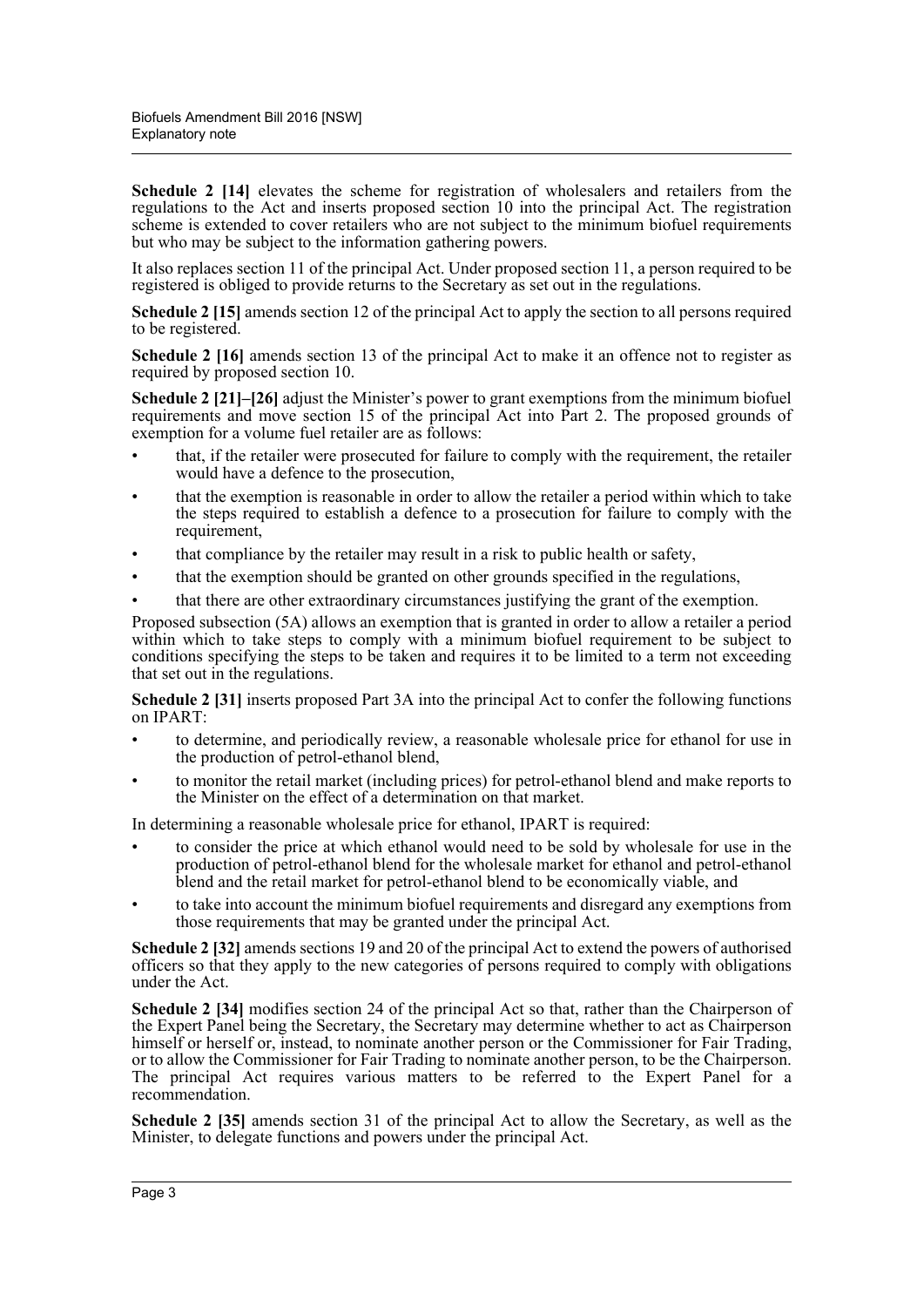**Schedule 2 [14]** elevates the scheme for registration of wholesalers and retailers from the regulations to the Act and inserts proposed section 10 into the principal Act. The registration scheme is extended to cover retailers who are not subject to the minimum biofuel requirements but who may be subject to the information gathering powers.

It also replaces section 11 of the principal Act. Under proposed section 11, a person required to be registered is obliged to provide returns to the Secretary as set out in the regulations.

**Schedule 2 [15]** amends section 12 of the principal Act to apply the section to all persons required to be registered.

**Schedule 2 [16]** amends section 13 of the principal Act to make it an offence not to register as required by proposed section 10.

**Schedule 2 [21]–[26]** adjust the Minister's power to grant exemptions from the minimum biofuel requirements and move section 15 of the principal Act into Part 2. The proposed grounds of exemption for a volume fuel retailer are as follows:

- that, if the retailer were prosecuted for failure to comply with the requirement, the retailer would have a defence to the prosecution,
- that the exemption is reasonable in order to allow the retailer a period within which to take the steps required to establish a defence to a prosecution for failure to comply with the requirement,
- that compliance by the retailer may result in a risk to public health or safety,
- that the exemption should be granted on other grounds specified in the regulations,
- that there are other extraordinary circumstances justifying the grant of the exemption.

Proposed subsection (5A) allows an exemption that is granted in order to allow a retailer a period within which to take steps to comply with a minimum biofuel requirement to be subject to conditions specifying the steps to be taken and requires it to be limited to a term not exceeding that set out in the regulations.

**Schedule 2 [31]** inserts proposed Part 3A into the principal Act to confer the following functions on IPART:

- to determine, and periodically review, a reasonable wholesale price for ethanol for use in the production of petrol-ethanol blend,
- to monitor the retail market (including prices) for petrol-ethanol blend and make reports to the Minister on the effect of a determination on that market.

In determining a reasonable wholesale price for ethanol, IPART is required:

- to consider the price at which ethanol would need to be sold by wholesale for use in the production of petrol-ethanol blend for the wholesale market for ethanol and petrol-ethanol blend and the retail market for petrol-ethanol blend to be economically viable, and
- to take into account the minimum biofuel requirements and disregard any exemptions from those requirements that may be granted under the principal Act.

**Schedule 2 [32]** amends sections 19 and 20 of the principal Act to extend the powers of authorised officers so that they apply to the new categories of persons required to comply with obligations under the Act.

**Schedule 2 [34]** modifies section 24 of the principal Act so that, rather than the Chairperson of the Expert Panel being the Secretary, the Secretary may determine whether to act as Chairperson himself or herself or, instead, to nominate another person or the Commissioner for Fair Trading, or to allow the Commissioner for Fair Trading to nominate another person, to be the Chairperson. The principal Act requires various matters to be referred to the Expert Panel for a recommendation.

**Schedule 2 [35]** amends section 31 of the principal Act to allow the Secretary, as well as the Minister, to delegate functions and powers under the principal Act.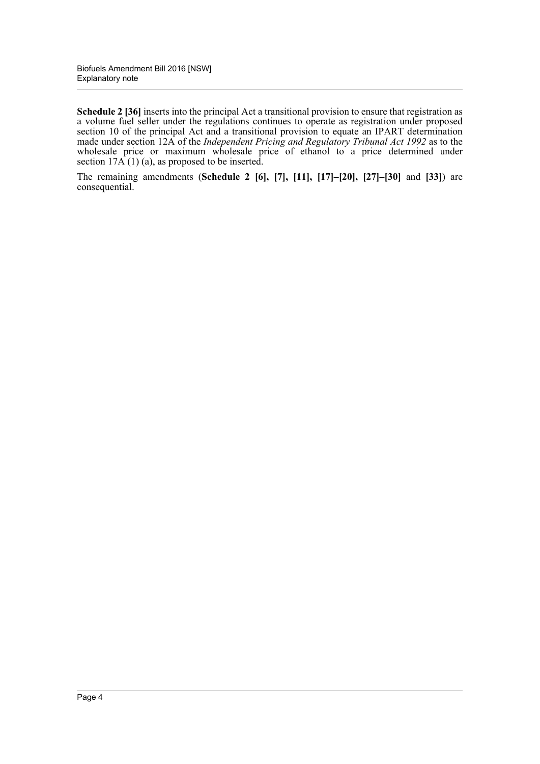**Schedule 2 [36]** inserts into the principal Act a transitional provision to ensure that registration as a volume fuel seller under the regulations continues to operate as registration under proposed section 10 of the principal Act and a transitional provision to equate an IPART determination made under section 12A of the *Independent Pricing and Regulatory Tribunal Act 1992* as to the wholesale price or maximum wholesale price of ethanol to a price determined under section 17A (1) (a), as proposed to be inserted.

The remaining amendments (**Schedule 2 [6], [7], [11], [17]–[20], [27]–[30]** and **[33]**) are consequential.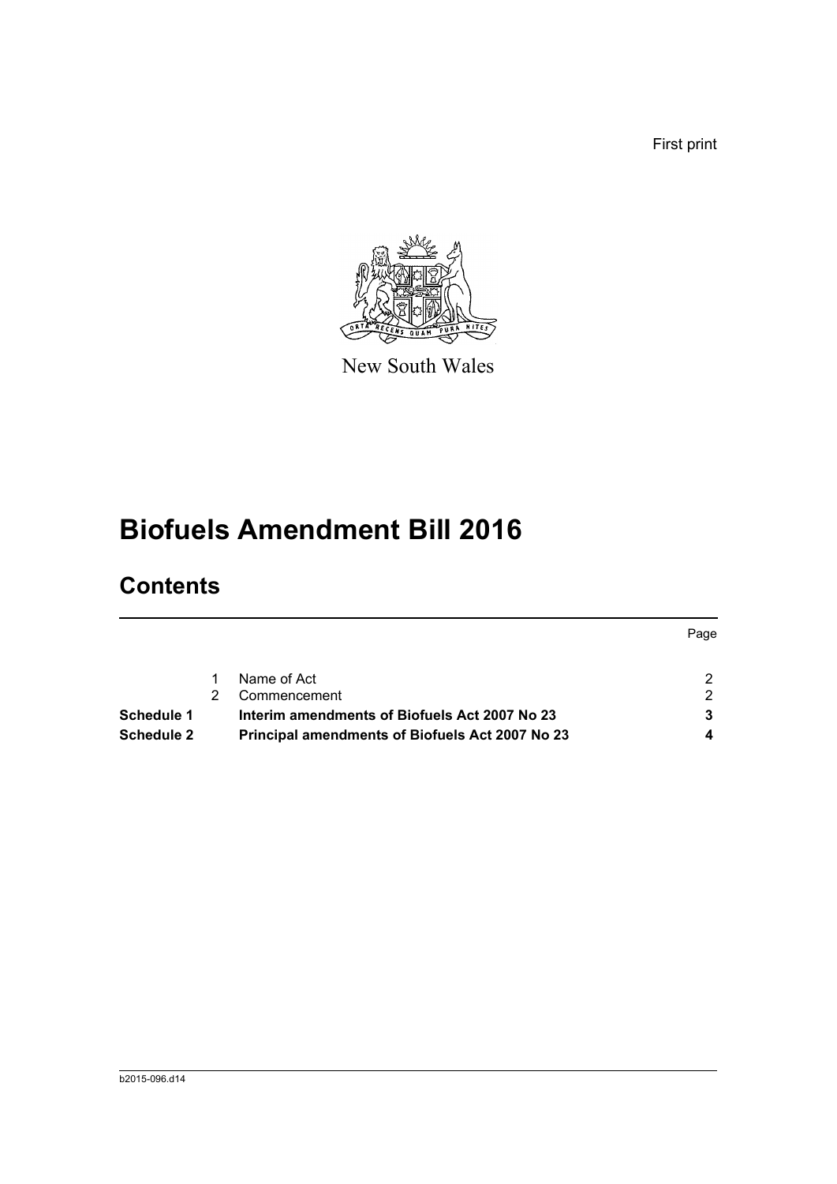First print

New South Wales

# Biofuels Amendment Bill 2016

## Contents

| | | | Page |
|---|---|---|---|
| | 1 | Name of Act | 2 |
| | 2 | Commencement | 2 |
| **Schedule 1** | | **Interim amendments of Biofuels Act 2007 No 23** | **3** |
| **Schedule 2** | | **Principal amendments of Biofuels Act 2007 No 23** | **4** |

b2015-096.d14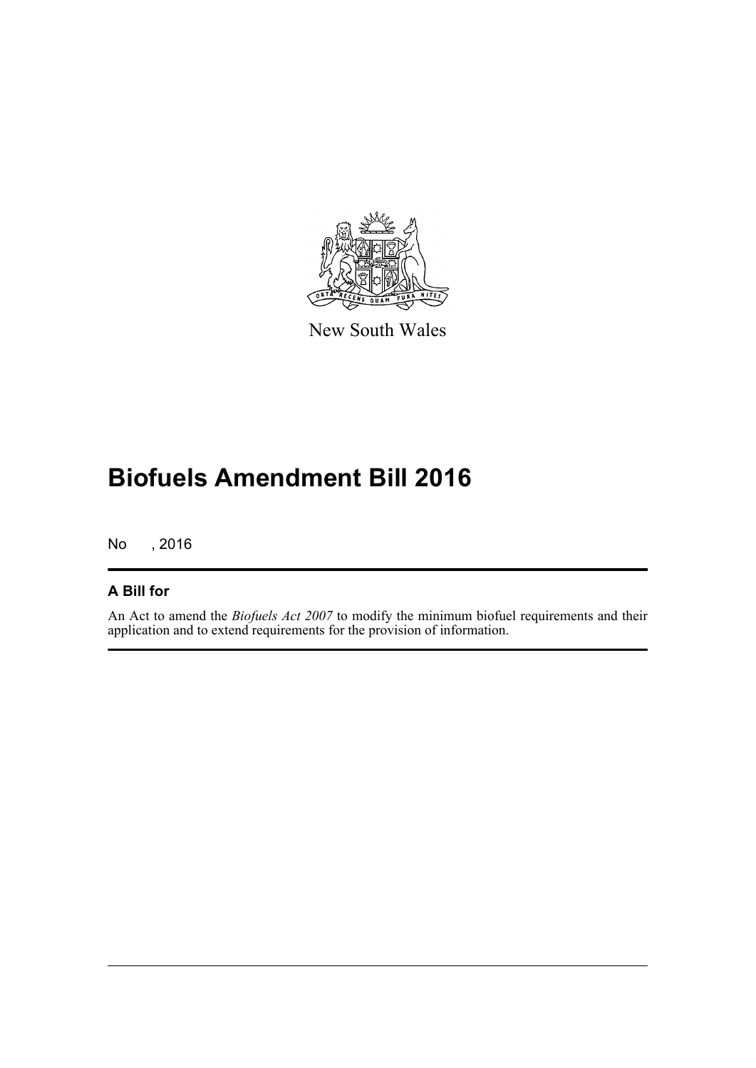New South Wales

# Biofuels Amendment Bill 2016

No , 2016

## A Bill for

An Act to amend the *Biofuels Act 2007* to modify the minimum biofuel requirements and their application and to extend requirements for the provision of information.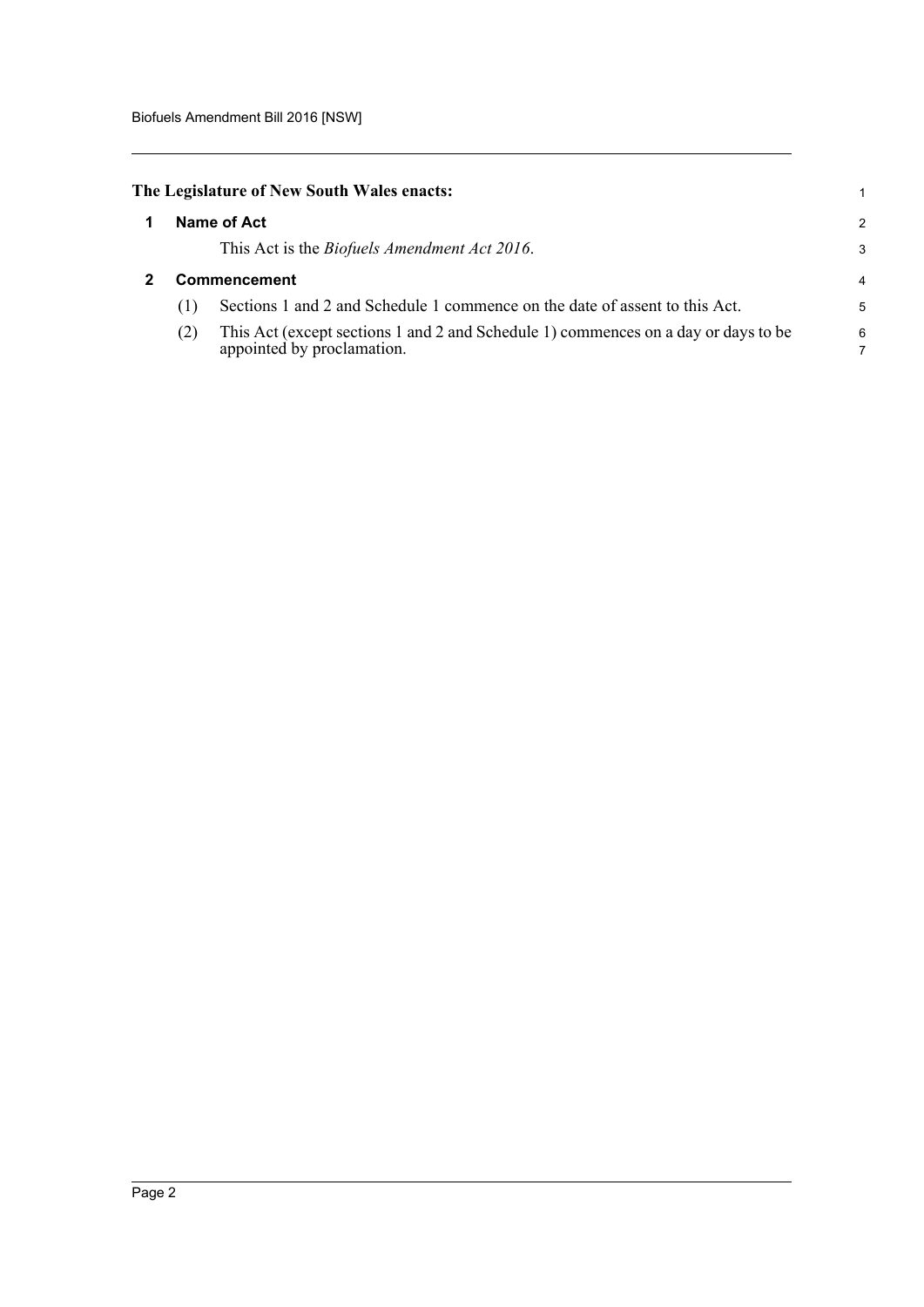**The Legislature of New South Wales enacts:**

## 1 Name of Act

This Act is the *Biofuels Amendment Act 2016*.

## 2 Commencement

(1) Sections 1 and 2 and Schedule 1 commence on the date of assent to this Act.

(2) This Act (except sections 1 and 2 and Schedule 1) commences on a day or days to be appointed by proclamation.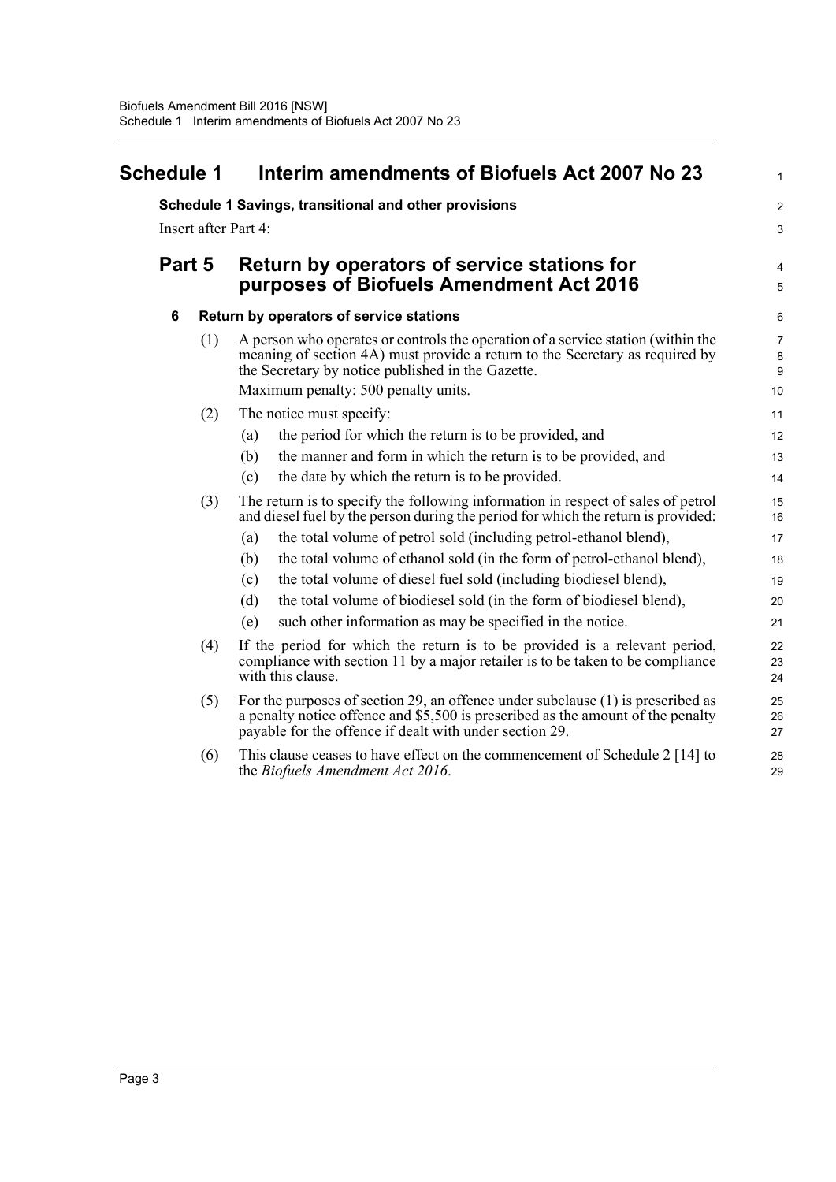# Schedule 1 Interim amendments of Biofuels Act 2007 No 23

**Schedule 1 Savings, transitional and other provisions**

Insert after Part 4:

## Part 5 Return by operators of service stations for purposes of Biofuels Amendment Act 2016

### 6 Return by operators of service stations

(1) A person who operates or controls the operation of a service station (within the meaning of section 4A) must provide a return to the Secretary as required by the Secretary by notice published in the Gazette.

Maximum penalty: 500 penalty units.

(2) The notice must specify:

- (a) the period for which the return is to be provided, and
- (b) the manner and form in which the return is to be provided, and
- (c) the date by which the return is to be provided.

(3) The return is to specify the following information in respect of sales of petrol and diesel fuel by the person during the period for which the return is provided:

- (a) the total volume of petrol sold (including petrol-ethanol blend),
- (b) the total volume of ethanol sold (in the form of petrol-ethanol blend),
- (c) the total volume of diesel fuel sold (including biodiesel blend),
- (d) the total volume of biodiesel sold (in the form of biodiesel blend),
- (e) such other information as may be specified in the notice.

(4) If the period for which the return is to be provided is a relevant period, compliance with section 11 by a major retailer is to be taken to be compliance with this clause.

(5) For the purposes of section 29, an offence under subclause (1) is prescribed as a penalty notice offence and $5,500 is prescribed as the amount of the penalty payable for the offence if dealt with under section 29.

(6) This clause ceases to have effect on the commencement of Schedule 2 [14] to the *Biofuels Amendment Act 2016*.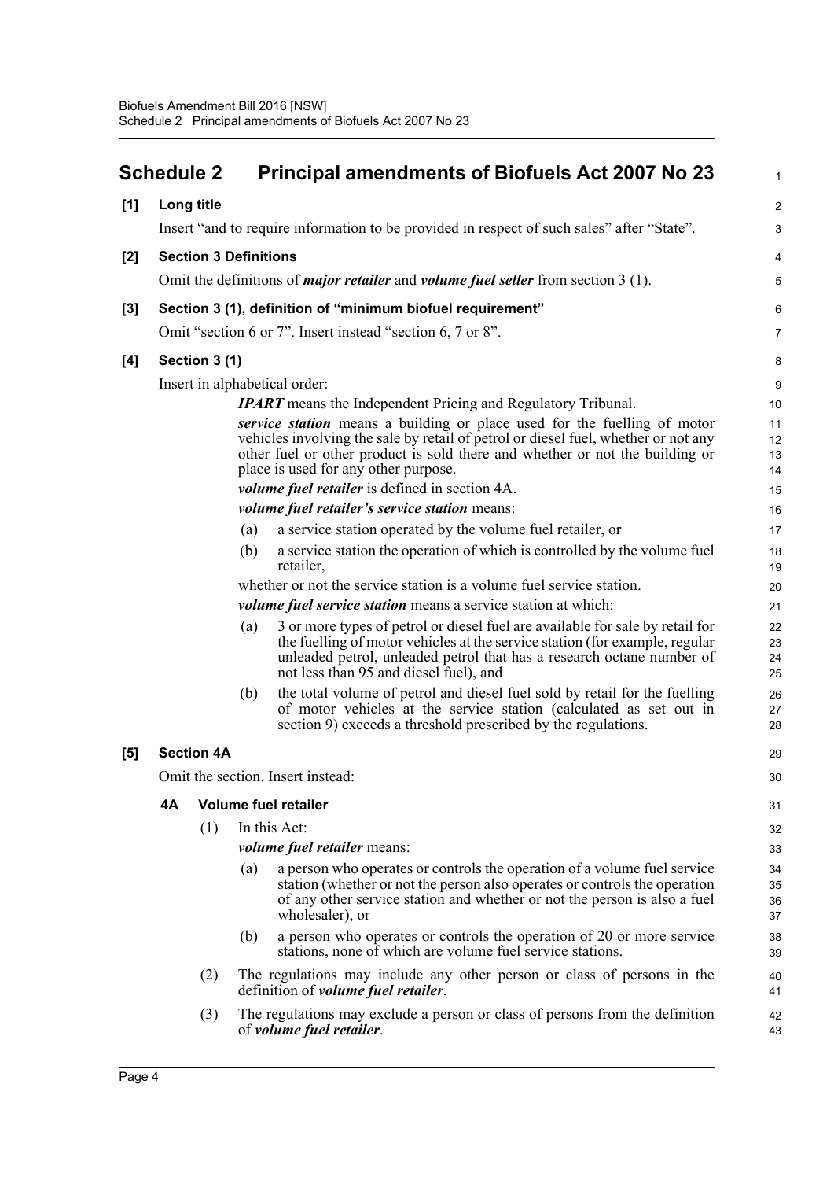# Schedule 2 Principal amendments of Biofuels Act 2007 No 23

**[1] Long title**

Insert "and to require information to be provided in respect of such sales" after "State".

**[2] Section 3 Definitions**

Omit the definitions of ***major retailer*** and ***volume fuel seller*** from section 3 (1).

**[3] Section 3 (1), definition of "minimum biofuel requirement"**

Omit "section 6 or 7". Insert instead "section 6, 7 or 8".

**[4] Section 3 (1)**

Insert in alphabetical order:

***IPART*** means the Independent Pricing and Regulatory Tribunal.

***service station*** means a building or place used for the fuelling of motor vehicles involving the sale by retail of petrol or diesel fuel, whether or not any other fuel or other product is sold there and whether or not the building or place is used for any other purpose.

***volume fuel retailer*** is defined in section 4A.

***volume fuel retailer's service station*** means:

(a) a service station operated by the volume fuel retailer, or

(b) a service station the operation of which is controlled by the volume fuel retailer,

whether or not the service station is a volume fuel service station.

***volume fuel service station*** means a service station at which:

(a) 3 or more types of petrol or diesel fuel are available for sale by retail for the fuelling of motor vehicles at the service station (for example, regular unleaded petrol, unleaded petrol that has a research octane number of not less than 95 and diesel fuel), and

(b) the total volume of petrol and diesel fuel sold by retail for the fuelling of motor vehicles at the service station (calculated as set out in section 9) exceeds a threshold prescribed by the regulations.

**[5] Section 4A**

Omit the section. Insert instead:

**4A Volume fuel retailer**

(1) In this Act:

***volume fuel retailer*** means:

(a) a person who operates or controls the operation of a volume fuel service station (whether or not the person also operates or controls the operation of any other service station and whether or not the person is also a fuel wholesaler), or

(b) a person who operates or controls the operation of 20 or more service stations, none of which are volume fuel service stations.

(2) The regulations may include any other person or class of persons in the definition of ***volume fuel retailer***.

(3) The regulations may exclude a person or class of persons from the definition of ***volume fuel retailer***.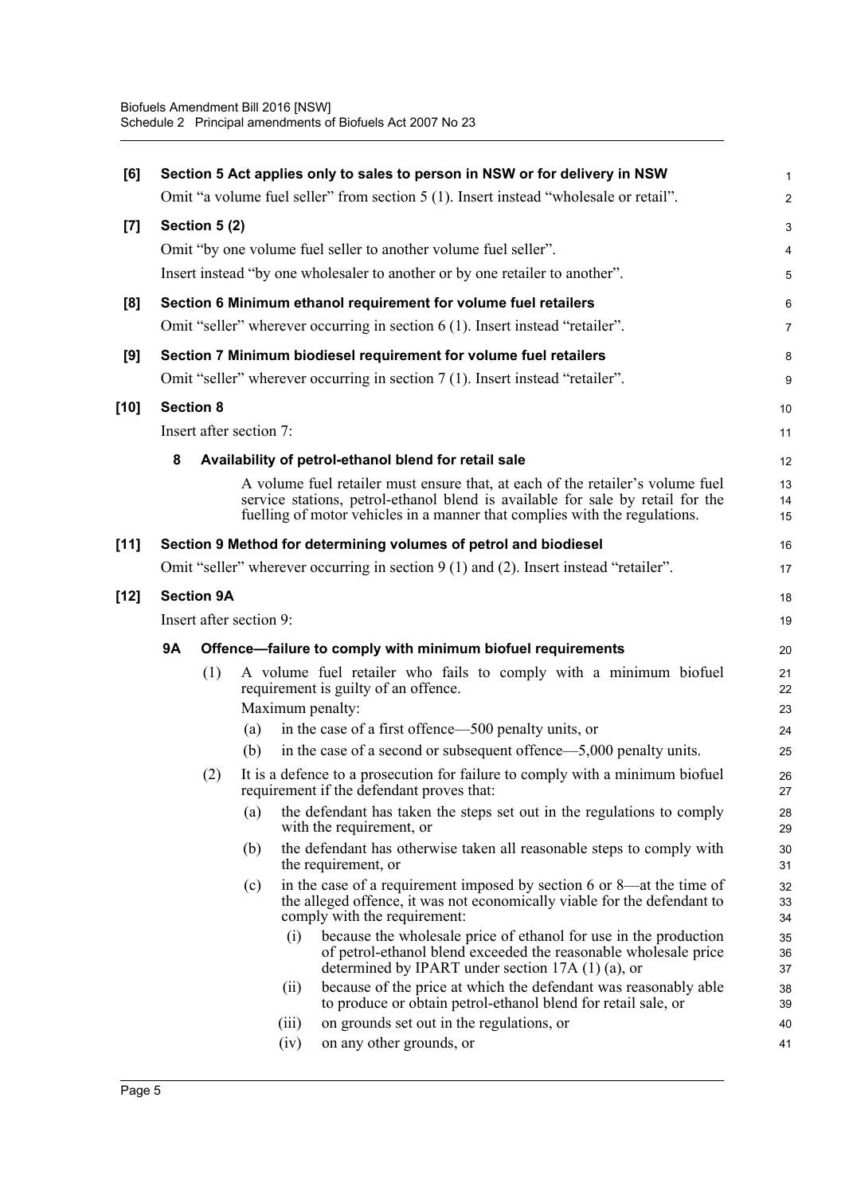**[6] Section 5 Act applies only to sales to person in NSW or for delivery in NSW**

Omit "a volume fuel seller" from section 5 (1). Insert instead "wholesale or retail".

**[7] Section 5 (2)**

Omit "by one volume fuel seller to another volume fuel seller".

Insert instead "by one wholesaler to another or by one retailer to another".

**[8] Section 6 Minimum ethanol requirement for volume fuel retailers**

Omit "seller" wherever occurring in section 6 (1). Insert instead "retailer".

**[9] Section 7 Minimum biodiesel requirement for volume fuel retailers**

Omit "seller" wherever occurring in section 7 (1). Insert instead "retailer".

**[10] Section 8**

Insert after section 7:

**8 Availability of petrol-ethanol blend for retail sale**

A volume fuel retailer must ensure that, at each of the retailer's volume fuel service stations, petrol-ethanol blend is available for sale by retail for the fuelling of motor vehicles in a manner that complies with the regulations.

**[11] Section 9 Method for determining volumes of petrol and biodiesel**

Omit "seller" wherever occurring in section 9 (1) and (2). Insert instead "retailer".

**[12] Section 9A**

Insert after section 9:

**9A Offence—failure to comply with minimum biofuel requirements**

(1) A volume fuel retailer who fails to comply with a minimum biofuel requirement is guilty of an offence.

Maximum penalty:

(a) in the case of a first offence—500 penalty units, or

(b) in the case of a second or subsequent offence—5,000 penalty units.

(2) It is a defence to a prosecution for failure to comply with a minimum biofuel requirement if the defendant proves that:

(a) the defendant has taken the steps set out in the regulations to comply with the requirement, or

(b) the defendant has otherwise taken all reasonable steps to comply with the requirement, or

(c) in the case of a requirement imposed by section 6 or 8—at the time of the alleged offence, it was not economically viable for the defendant to comply with the requirement:

(i) because the wholesale price of ethanol for use in the production of petrol-ethanol blend exceeded the reasonable wholesale price determined by IPART under section 17A (1) (a), or

(ii) because of the price at which the defendant was reasonably able to produce or obtain petrol-ethanol blend for retail sale, or

(iii) on grounds set out in the regulations, or

(iv) on any other grounds, or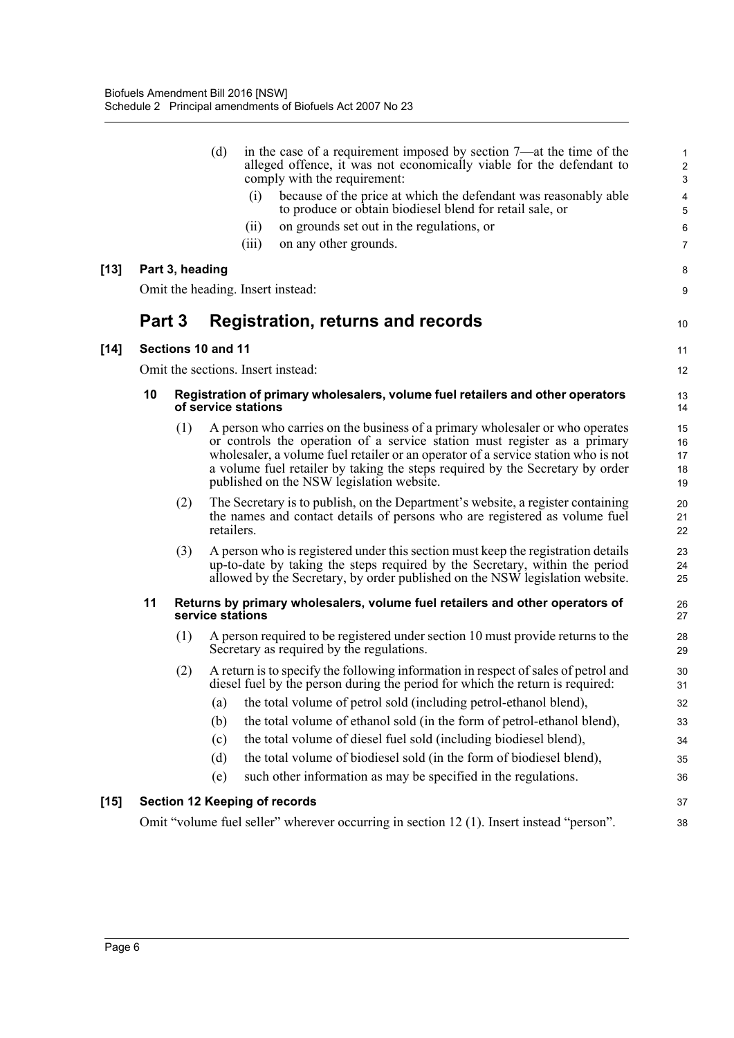(d) in the case of a requirement imposed by section 7—at the time of the alleged offence, it was not economically viable for the defendant to comply with the requirement:

  (i) because of the price at which the defendant was reasonably able to produce or obtain biodiesel blend for retail sale, or

  (ii) on grounds set out in the regulations, or

  (iii) on any other grounds.

**[13] Part 3, heading**

Omit the heading. Insert instead:

## Part 3 Registration, returns and records

**[14] Sections 10 and 11**

Omit the sections. Insert instead:

**10 Registration of primary wholesalers, volume fuel retailers and other operators of service stations**

(1) A person who carries on the business of a primary wholesaler or who operates or controls the operation of a service station must register as a primary wholesaler, a volume fuel retailer or an operator of a service station who is not a volume fuel retailer by taking the steps required by the Secretary by order published on the NSW legislation website.

(2) The Secretary is to publish, on the Department's website, a register containing the names and contact details of persons who are registered as volume fuel retailers.

(3) A person who is registered under this section must keep the registration details up-to-date by taking the steps required by the Secretary, within the period allowed by the Secretary, by order published on the NSW legislation website.

**11 Returns by primary wholesalers, volume fuel retailers and other operators of service stations**

(1) A person required to be registered under section 10 must provide returns to the Secretary as required by the regulations.

(2) A return is to specify the following information in respect of sales of petrol and diesel fuel by the person during the period for which the return is required:

  (a) the total volume of petrol sold (including petrol-ethanol blend),

  (b) the total volume of ethanol sold (in the form of petrol-ethanol blend),

  (c) the total volume of diesel fuel sold (including biodiesel blend),

  (d) the total volume of biodiesel sold (in the form of biodiesel blend),

  (e) such other information as may be specified in the regulations.

**[15] Section 12 Keeping of records**

Omit "volume fuel seller" wherever occurring in section 12 (1). Insert instead "person".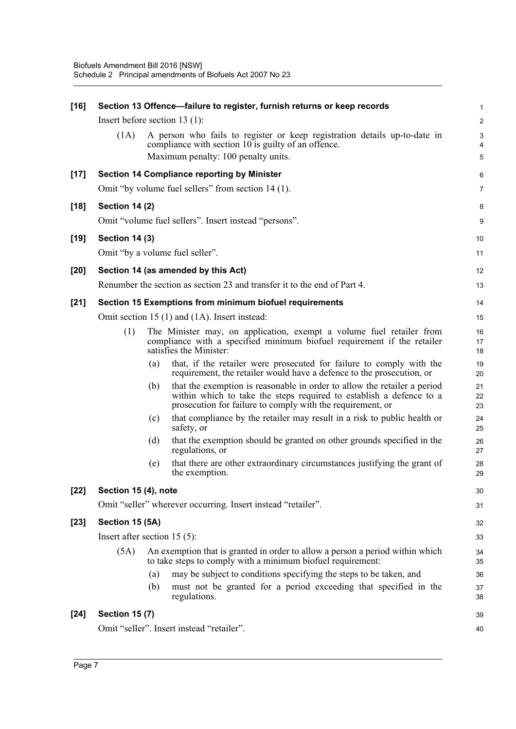**[16] Section 13 Offence—failure to register, furnish returns or keep records**

Insert before section 13 (1):

(1A) A person who fails to register or keep registration details up-to-date in compliance with section 10 is guilty of an offence.

Maximum penalty: 100 penalty units.

**[17] Section 14 Compliance reporting by Minister**

Omit "by volume fuel sellers" from section 14 (1).

**[18] Section 14 (2)**

Omit "volume fuel sellers". Insert instead "persons".

**[19] Section 14 (3)**

Omit "by a volume fuel seller".

**[20] Section 14 (as amended by this Act)**

Renumber the section as section 23 and transfer it to the end of Part 4.

**[21] Section 15 Exemptions from minimum biofuel requirements**

Omit section 15 (1) and (1A). Insert instead:

(1) The Minister may, on application, exempt a volume fuel retailer from compliance with a specified minimum biofuel requirement if the retailer satisfies the Minister:

(a) that, if the retailer were prosecuted for failure to comply with the requirement, the retailer would have a defence to the prosecution, or

(b) that the exemption is reasonable in order to allow the retailer a period within which to take the steps required to establish a defence to a prosecution for failure to comply with the requirement, or

(c) that compliance by the retailer may result in a risk to public health or safety, or

(d) that the exemption should be granted on other grounds specified in the regulations, or

(e) that there are other extraordinary circumstances justifying the grant of the exemption.

**[22] Section 15 (4), note**

Omit "seller" wherever occurring. Insert instead "retailer".

**[23] Section 15 (5A)**

Insert after section 15 (5):

(5A) An exemption that is granted in order to allow a person a period within which to take steps to comply with a minimum biofuel requirement:

(a) may be subject to conditions specifying the steps to be taken, and

(b) must not be granted for a period exceeding that specified in the regulations.

**[24] Section 15 (7)**

Omit "seller". Insert instead "retailer".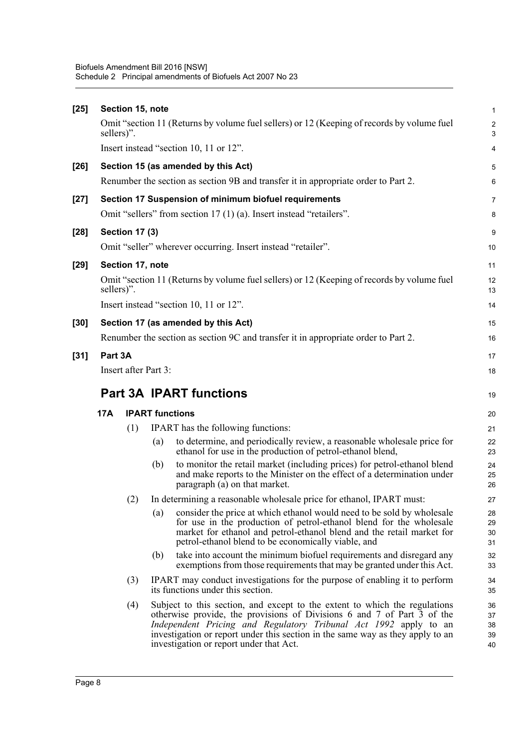**[25] Section 15, note**

Omit "section 11 (Returns by volume fuel sellers) or 12 (Keeping of records by volume fuel sellers)".

Insert instead "section 10, 11 or 12".

**[26] Section 15 (as amended by this Act)**

Renumber the section as section 9B and transfer it in appropriate order to Part 2.

**[27] Section 17 Suspension of minimum biofuel requirements**

Omit "sellers" from section 17 (1) (a). Insert instead "retailers".

**[28] Section 17 (3)**

Omit "seller" wherever occurring. Insert instead "retailer".

**[29] Section 17, note**

Omit "section 11 (Returns by volume fuel sellers) or 12 (Keeping of records by volume fuel sellers)".

Insert instead "section 10, 11 or 12".

**[30] Section 17 (as amended by this Act)**

Renumber the section as section 9C and transfer it in appropriate order to Part 2.

**[31] Part 3A**

Insert after Part 3:

## Part 3A IPART functions

**17A IPART functions**

(1) IPART has the following functions:

(a) to determine, and periodically review, a reasonable wholesale price for ethanol for use in the production of petrol-ethanol blend,

(b) to monitor the retail market (including prices) for petrol-ethanol blend and make reports to the Minister on the effect of a determination under paragraph (a) on that market.

(2) In determining a reasonable wholesale price for ethanol, IPART must:

(a) consider the price at which ethanol would need to be sold by wholesale for use in the production of petrol-ethanol blend for the wholesale market for ethanol and petrol-ethanol blend and the retail market for petrol-ethanol blend to be economically viable, and

(b) take into account the minimum biofuel requirements and disregard any exemptions from those requirements that may be granted under this Act.

(3) IPART may conduct investigations for the purpose of enabling it to perform its functions under this section.

(4) Subject to this section, and except to the extent to which the regulations otherwise provide, the provisions of Divisions 6 and 7 of Part 3 of the *Independent Pricing and Regulatory Tribunal Act 1992* apply to an investigation or report under this section in the same way as they apply to an investigation or report under that Act.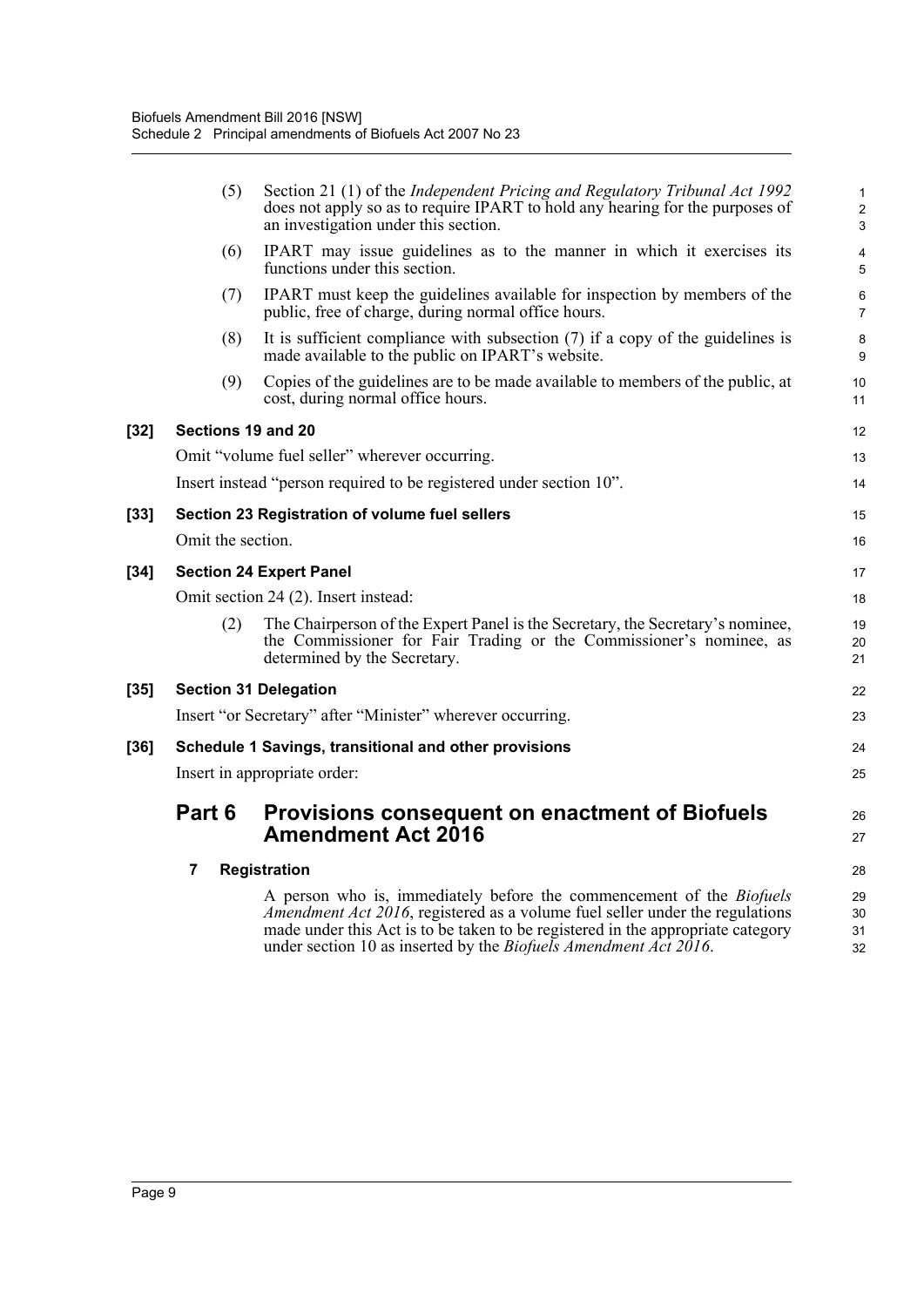(5) Section 21 (1) of the *Independent Pricing and Regulatory Tribunal Act 1992* does not apply so as to require IPART to hold any hearing for the purposes of an investigation under this section.

(6) IPART may issue guidelines as to the manner in which it exercises its functions under this section.

(7) IPART must keep the guidelines available for inspection by members of the public, free of charge, during normal office hours.

(8) It is sufficient compliance with subsection (7) if a copy of the guidelines is made available to the public on IPART's website.

(9) Copies of the guidelines are to be made available to members of the public, at cost, during normal office hours.

**[32] Sections 19 and 20**

Omit "volume fuel seller" wherever occurring.

Insert instead "person required to be registered under section 10".

**[33] Section 23 Registration of volume fuel sellers**

Omit the section.

**[34] Section 24 Expert Panel**

Omit section 24 (2). Insert instead:

(2) The Chairperson of the Expert Panel is the Secretary, the Secretary's nominee, the Commissioner for Fair Trading or the Commissioner's nominee, as determined by the Secretary.

**[35] Section 31 Delegation**

Insert "or Secretary" after "Minister" wherever occurring.

**[36] Schedule 1 Savings, transitional and other provisions**

Insert in appropriate order:

## Part 6 Provisions consequent on enactment of Biofuels Amendment Act 2016

**7 Registration**

A person who is, immediately before the commencement of the *Biofuels Amendment Act 2016*, registered as a volume fuel seller under the regulations made under this Act is to be taken to be registered in the appropriate category under section 10 as inserted by the *Biofuels Amendment Act 2016*.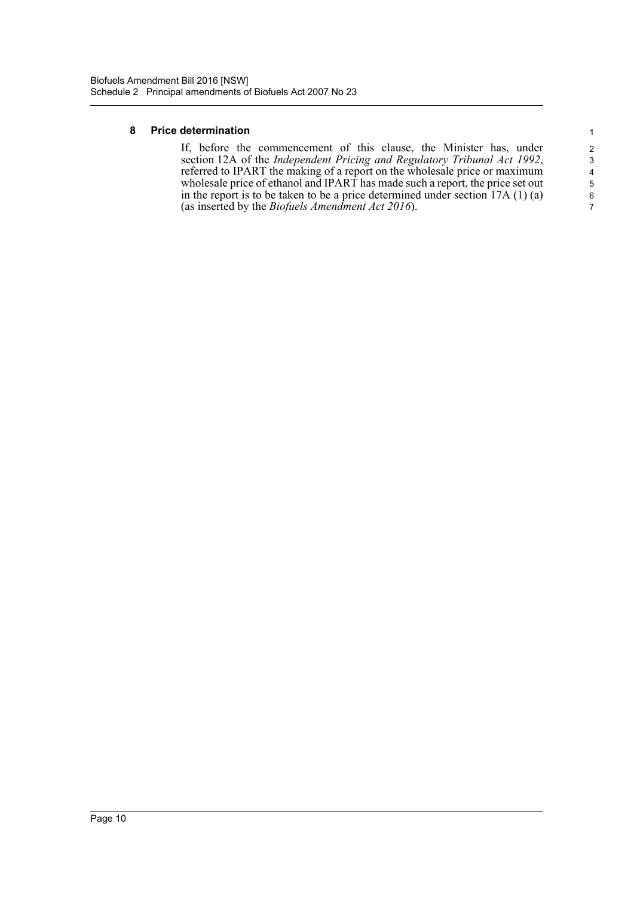### 8 Price determination

If, before the commencement of this clause, the Minister has, under section 12A of the *Independent Pricing and Regulatory Tribunal Act 1992*, referred to IPART the making of a report on the wholesale price or maximum wholesale price of ethanol and IPART has made such a report, the price set out in the report is to be taken to be a price determined under section 17A (1) (a) (as inserted by the *Biofuels Amendment Act 2016*).